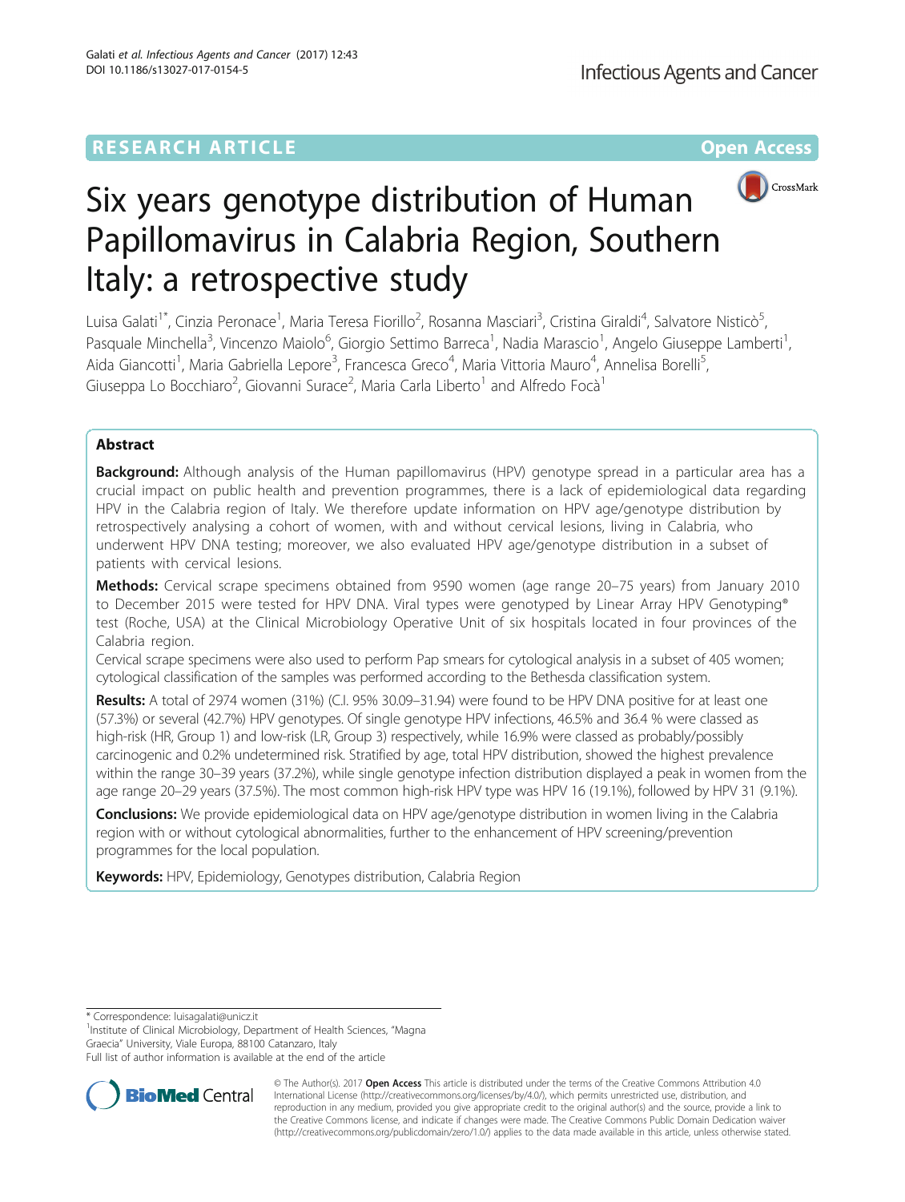RESEARCH ARTICLE

Open Access

# Six years genotype distribution of Human Papillomavirus in Calabria Region, Southern Italy: a retrospective study

Luisa Galati[1*], Cinzia Peronace[1], Maria Teresa Fiorillo[2], Rosanna Masciari[3], Cristina Giraldi[4], Salvatore Nisticò[5], Pasquale Minchella[3], Vincenzo Maiolo[6], Giorgio Settimo Barreca[1], Nadia Marascio[1], Angelo Giuseppe Lamberti[1], Aida Giancotti[1], Maria Gabriella Lepore[3], Francesca Greco[4], Maria Vittoria Mauro[4], Annelisa Borelli[5], Giuseppa Lo Bocchiaro[2], Giovanni Surace[2], Maria Carla Liberto[1] and Alfredo Focà[1]

## Abstract

**Background:** Although analysis of the Human papillomavirus (HPV) genotype spread in a particular area has a crucial impact on public health and prevention programmes, there is a lack of epidemiological data regarding HPV in the Calabria region of Italy. We therefore update information on HPV age/genotype distribution by retrospectively analysing a cohort of women, with and without cervical lesions, living in Calabria, who underwent HPV DNA testing; moreover, we also evaluated HPV age/genotype distribution in a subset of patients with cervical lesions.

**Methods:** Cervical scrape specimens obtained from 9590 women (age range 20–75 years) from January 2010 to December 2015 were tested for HPV DNA. Viral types were genotyped by Linear Array HPV Genotyping® test (Roche, USA) at the Clinical Microbiology Operative Unit of six hospitals located in four provinces of the Calabria region.

Cervical scrape specimens were also used to perform Pap smears for cytological analysis in a subset of 405 women; cytological classification of the samples was performed according to the Bethesda classification system.

**Results:** A total of 2974 women (31%) (C.I. 95% 30.09–31.94) were found to be HPV DNA positive for at least one (57.3%) or several (42.7%) HPV genotypes. Of single genotype HPV infections, 46.5% and 36.4 % were classed as high-risk (HR, Group 1) and low-risk (LR, Group 3) respectively, while 16.9% were classed as probably/possibly carcinogenic and 0.2% undetermined risk. Stratified by age, total HPV distribution, showed the highest prevalence within the range 30–39 years (37.2%), while single genotype infection distribution displayed a peak in women from the age range 20–29 years (37.5%). The most common high-risk HPV type was HPV 16 (19.1%), followed by HPV 31 (9.1%).

**Conclusions:** We provide epidemiological data on HPV age/genotype distribution in women living in the Calabria region with or without cytological abnormalities, further to the enhancement of HPV screening/prevention programmes for the local population.

**Keywords:** HPV, Epidemiology, Genotypes distribution, Calabria Region

\* Correspondence: luisagalati@unicz.it

[1]Institute of Clinical Microbiology, Department of Health Sciences, "Magna Graecia" University, Viale Europa, 88100 Catanzaro, Italy

Full list of author information is available at the end of the article

© The Author(s). 2017 **Open Access** This article is distributed under the terms of the Creative Commons Attribution 4.0 International License (http://creativecommons.org/licenses/by/4.0/), which permits unrestricted use, distribution, and reproduction in any medium, provided you give appropriate credit to the original author(s) and the source, provide a link to the Creative Commons license, and indicate if changes were made. The Creative Commons Public Domain Dedication waiver (http://creativecommons.org/publicdomain/zero/1.0/) applies to the data made available in this article, unless otherwise stated.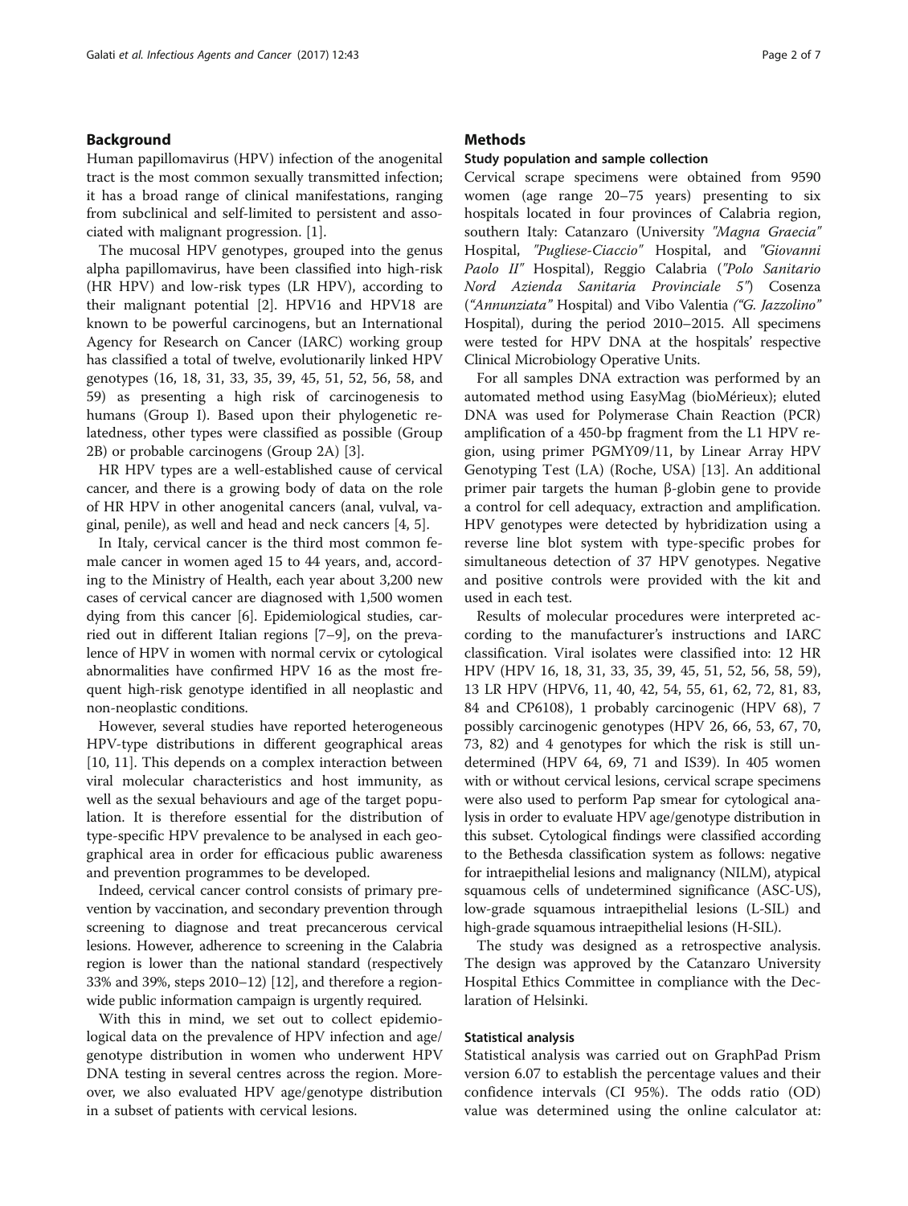## Background

Human papillomavirus (HPV) infection of the anogenital tract is the most common sexually transmitted infection; it has a broad range of clinical manifestations, ranging from subclinical and self-limited to persistent and associated with malignant progression. [1].

The mucosal HPV genotypes, grouped into the genus alpha papillomavirus, have been classified into high-risk (HR HPV) and low-risk types (LR HPV), according to their malignant potential [2]. HPV16 and HPV18 are known to be powerful carcinogens, but an International Agency for Research on Cancer (IARC) working group has classified a total of twelve, evolutionarily linked HPV genotypes (16, 18, 31, 33, 35, 39, 45, 51, 52, 56, 58, and 59) as presenting a high risk of carcinogenesis to humans (Group I). Based upon their phylogenetic relatedness, other types were classified as possible (Group 2B) or probable carcinogens (Group 2A) [3].

HR HPV types are a well-established cause of cervical cancer, and there is a growing body of data on the role of HR HPV in other anogenital cancers (anal, vulval, vaginal, penile), as well and head and neck cancers [4, 5].

In Italy, cervical cancer is the third most common female cancer in women aged 15 to 44 years, and, according to the Ministry of Health, each year about 3,200 new cases of cervical cancer are diagnosed with 1,500 women dying from this cancer [6]. Epidemiological studies, carried out in different Italian regions [7–9], on the prevalence of HPV in women with normal cervix or cytological abnormalities have confirmed HPV 16 as the most frequent high-risk genotype identified in all neoplastic and non-neoplastic conditions.

However, several studies have reported heterogeneous HPV-type distributions in different geographical areas [10, 11]. This depends on a complex interaction between viral molecular characteristics and host immunity, as well as the sexual behaviours and age of the target population. It is therefore essential for the distribution of type-specific HPV prevalence to be analysed in each geographical area in order for efficacious public awareness and prevention programmes to be developed.

Indeed, cervical cancer control consists of primary prevention by vaccination, and secondary prevention through screening to diagnose and treat precancerous cervical lesions. However, adherence to screening in the Calabria region is lower than the national standard (respectively 33% and 39%, steps 2010–12) [12], and therefore a region-wide public information campaign is urgently required.

With this in mind, we set out to collect epidemiological data on the prevalence of HPV infection and age/genotype distribution in women who underwent HPV DNA testing in several centres across the region. Moreover, we also evaluated HPV age/genotype distribution in a subset of patients with cervical lesions.

## Methods

### Study population and sample collection

Cervical scrape specimens were obtained from 9590 women (age range 20–75 years) presenting to six hospitals located in four provinces of Calabria region, southern Italy: Catanzaro (University *"Magna Graecia"* Hospital, *"Pugliese-Ciaccio"* Hospital, and *"Giovanni Paolo II"* Hospital), Reggio Calabria (*"Polo Sanitario Nord Azienda Sanitaria Provinciale 5"*) Cosenza (*"Annunziata"* Hospital) and Vibo Valentia (*"G. Jazzolino"* Hospital), during the period 2010–2015. All specimens were tested for HPV DNA at the hospitals' respective Clinical Microbiology Operative Units.

For all samples DNA extraction was performed by an automated method using EasyMag (bioMérieux); eluted DNA was used for Polymerase Chain Reaction (PCR) amplification of a 450-bp fragment from the L1 HPV region, using primer PGMY09/11, by Linear Array HPV Genotyping Test (LA) (Roche, USA) [13]. An additional primer pair targets the human β-globin gene to provide a control for cell adequacy, extraction and amplification. HPV genotypes were detected by hybridization using a reverse line blot system with type-specific probes for simultaneous detection of 37 HPV genotypes. Negative and positive controls were provided with the kit and used in each test.

Results of molecular procedures were interpreted according to the manufacturer's instructions and IARC classification. Viral isolates were classified into: 12 HR HPV (HPV 16, 18, 31, 33, 35, 39, 45, 51, 52, 56, 58, 59), 13 LR HPV (HPV6, 11, 40, 42, 54, 55, 61, 62, 72, 81, 83, 84 and CP6108), 1 probably carcinogenic (HPV 68), 7 possibly carcinogenic genotypes (HPV 26, 66, 53, 67, 70, 73, 82) and 4 genotypes for which the risk is still undetermined (HPV 64, 69, 71 and IS39). In 405 women with or without cervical lesions, cervical scrape specimens were also used to perform Pap smear for cytological analysis in order to evaluate HPV age/genotype distribution in this subset. Cytological findings were classified according to the Bethesda classification system as follows: negative for intraepithelial lesions and malignancy (NILM), atypical squamous cells of undetermined significance (ASC-US), low-grade squamous intraepithelial lesions (L-SIL) and high-grade squamous intraepithelial lesions (H-SIL).

The study was designed as a retrospective analysis. The design was approved by the Catanzaro University Hospital Ethics Committee in compliance with the Declaration of Helsinki.

### Statistical analysis

Statistical analysis was carried out on GraphPad Prism version 6.07 to establish the percentage values and their confidence intervals (CI 95%). The odds ratio (OD) value was determined using the online calculator at: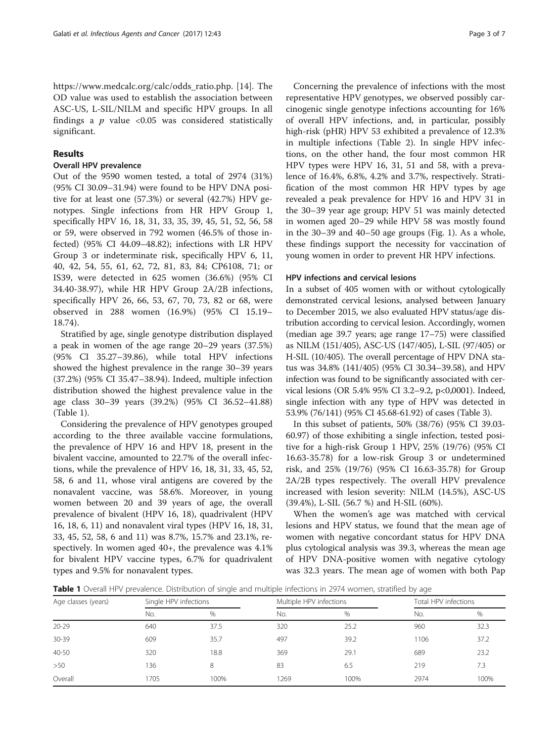https://www.medcalc.org/calc/odds_ratio.php. [14]. The OD value was used to establish the association between ASC-US, L-SIL/NILM and specific HPV groups. In all findings a $p$ value <0.05 was considered statistically significant.

## Results

### Overall HPV prevalence

Out of the 9590 women tested, a total of 2974 (31%) (95% CI 30.09–31.94) were found to be HPV DNA positive for at least one (57.3%) or several (42.7%) HPV genotypes. Single infections from HR HPV Group 1, specifically HPV 16, 18, 31, 33, 35, 39, 45, 51, 52, 56, 58 or 59, were observed in 792 women (46.5% of those infected) (95% CI 44.09–48.82); infections with LR HPV Group 3 or indeterminate risk, specifically HPV 6, 11, 40, 42, 54, 55, 61, 62, 72, 81, 83, 84; CP6108, 71; or IS39, were detected in 625 women (36.6%) (95% CI 34.40-38.97), while HR HPV Group 2A/2B infections, specifically HPV 26, 66, 53, 67, 70, 73, 82 or 68, were observed in 288 women (16.9%) (95% CI 15.19–18.74).

Stratified by age, single genotype distribution displayed a peak in women of the age range 20–29 years (37.5%) (95% CI 35.27–39.86), while total HPV infections showed the highest prevalence in the range 30–39 years (37.2%) (95% CI 35.47–38.94). Indeed, multiple infection distribution showed the highest prevalence value in the age class 30–39 years (39.2%) (95% CI 36.52–41.88) (Table 1).

Considering the prevalence of HPV genotypes grouped according to the three available vaccine formulations, the prevalence of HPV 16 and HPV 18, present in the bivalent vaccine, amounted to 22.7% of the overall infections, while the prevalence of HPV 16, 18, 31, 33, 45, 52, 58, 6 and 11, whose viral antigens are covered by the nonavalent vaccine, was 58.6%. Moreover, in young women between 20 and 39 years of age, the overall prevalence of bivalent (HPV 16, 18), quadrivalent (HPV 16, 18, 6, 11) and nonavalent viral types (HPV 16, 18, 31, 33, 45, 52, 58, 6 and 11) was 8.7%, 15.7% and 23.1%, respectively. In women aged 40+, the prevalence was 4.1% for bivalent HPV vaccine types, 6.7% for quadrivalent types and 9.5% for nonavalent types.

Concerning the prevalence of infections with the most representative HPV genotypes, we observed possibly carcinogenic single genotype infections accounting for 16% of overall HPV infections, and, in particular, possibly high-risk (pHR) HPV 53 exhibited a prevalence of 12.3% in multiple infections (Table 2). In single HPV infections, on the other hand, the four most common HR HPV types were HPV 16, 31, 51 and 58, with a prevalence of 16.4%, 6.8%, 4.2% and 3.7%, respectively. Stratification of the most common HR HPV types by age revealed a peak prevalence for HPV 16 and HPV 31 in the 30–39 year age group; HPV 51 was mainly detected in women aged 20–29 while HPV 58 was mostly found in the 30–39 and 40–50 age groups (Fig. 1). As a whole, these findings support the necessity for vaccination of young women in order to prevent HR HPV infections.

### HPV infections and cervical lesions

In a subset of 405 women with or without cytologically demonstrated cervical lesions, analysed between January to December 2015, we also evaluated HPV status/age distribution according to cervical lesion. Accordingly, women (median age 39.7 years; age range 17–75) were classified as NILM (151/405), ASC-US (147/405), L-SIL (97/405) or H-SIL (10/405). The overall percentage of HPV DNA status was 34.8% (141/405) (95% CI 30.34–39.58), and HPV infection was found to be significantly associated with cervical lesions (OR 5.4% 95% CI 3.2–9.2, p<0,0001). Indeed, single infection with any type of HPV was detected in 53.9% (76/141) (95% CI 45.68-61.92) of cases (Table 3).

In this subset of patients, 50% (38/76) (95% CI 39.03-60.97) of those exhibiting a single infection, tested positive for a high-risk Group 1 HPV, 25% (19/76) (95% CI 16.63-35.78) for a low-risk Group 3 or undetermined risk, and 25% (19/76) (95% CI 16.63-35.78) for Group 2A/2B types respectively. The overall HPV prevalence increased with lesion severity: NILM (14.5%), ASC-US (39.4%), L-SIL (56.7 %) and H-SIL (60%).

When the women's age was matched with cervical lesions and HPV status, we found that the mean age of women with negative concordant status for HPV DNA plus cytological analysis was 39.3, whereas the mean age of HPV DNA-positive women with negative cytology was 32.3 years. The mean age of women with both Pap

**Table 1** Overall HPV prevalence. Distribution of single and multiple infections in 2974 women, stratified by age

| Age classes (years) | Single HPV infections | | Multiple HPV infections | | Total HPV infections | |
|---|---|---|---|---|---|---|
| | No. | % | No. | % | No. | % |
| 20-29 | 640 | 37.5 | 320 | 25.2 | 960 | 32.3 |
| 30-39 | 609 | 35.7 | 497 | 39.2 | 1106 | 37.2 |
| 40-50 | 320 | 18.8 | 369 | 29.1 | 689 | 23.2 |
| >50 | 136 | 8 | 83 | 6.5 | 219 | 7.3 |
| Overall | 1705 | 100% | 1269 | 100% | 2974 | 100% |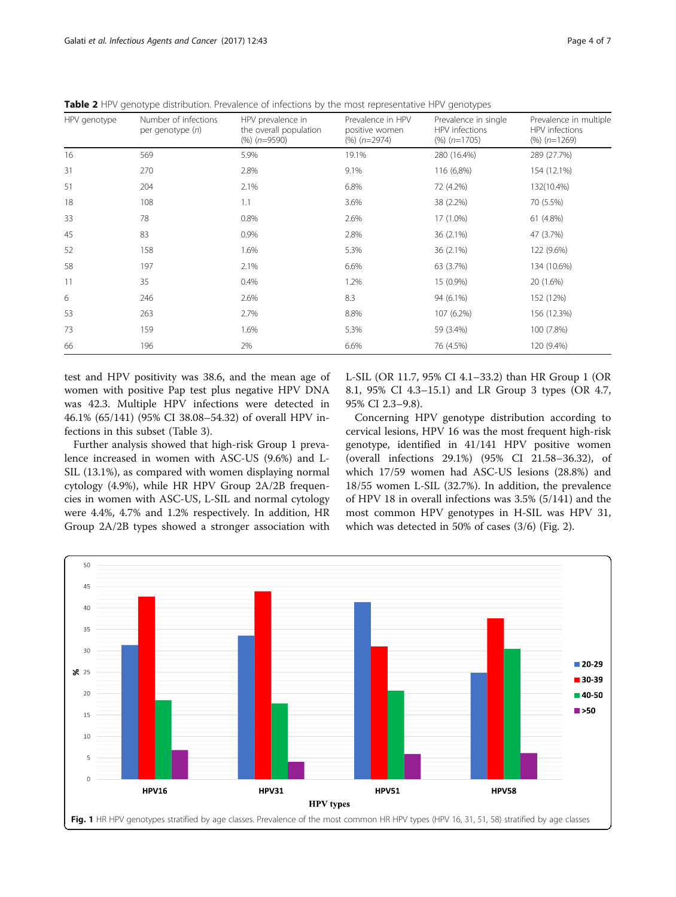**Table 2** HPV genotype distribution. Prevalence of infections by the most representative HPV genotypes

| HPV genotype | Number of infections per genotype (*n*) | HPV prevalence in the overall population (%) (*n*=9590) | Prevalence in HPV positive women (%) (*n*=2974) | Prevalence in single HPV infections (%) (*n*=1705) | Prevalence in multiple HPV infections (%) (*n*=1269) |
|---|---|---|---|---|---|
| 16 | 569 | 5.9% | 19.1% | 280 (16.4%) | 289 (27.7%) |
| 31 | 270 | 2.8% | 9.1% | 116 (6,8%) | 154 (12.1%) |
| 51 | 204 | 2.1% | 6.8% | 72 (4.2%) | 132(10.4%) |
| 18 | 108 | 1.1 | 3.6% | 38 (2.2%) | 70 (5.5%) |
| 33 | 78 | 0.8% | 2.6% | 17 (1.0%) | 61 (4.8%) |
| 45 | 83 | 0.9% | 2.8% | 36 (2.1%) | 47 (3.7%) |
| 52 | 158 | 1.6% | 5.3% | 36 (2.1%) | 122 (9.6%) |
| 58 | 197 | 2.1% | 6.6% | 63 (3.7%) | 134 (10.6%) |
| 11 | 35 | 0.4% | 1.2% | 15 (0.9%) | 20 (1.6%) |
| 6 | 246 | 2.6% | 8.3 | 94 (6.1%) | 152 (12%) |
| 53 | 263 | 2.7% | 8.8% | 107 (6.2%) | 156 (12.3%) |
| 73 | 159 | 1.6% | 5.3% | 59 (3.4%) | 100 (7.8%) |
| 66 | 196 | 2% | 6.6% | 76 (4.5%) | 120 (9.4%) |

test and HPV positivity was 38.6, and the mean age of women with positive Pap test plus negative HPV DNA was 42.3. Multiple HPV infections were detected in 46.1% (65/141) (95% CI 38.08–54.32) of overall HPV infections in this subset (Table 3).

Further analysis showed that high-risk Group 1 prevalence increased in women with ASC-US (9.6%) and L-SIL (13.1%), as compared with women displaying normal cytology (4.9%), while HR HPV Group 2A/2B frequencies in women with ASC-US, L-SIL and normal cytology were 4.4%, 4.7% and 1.2% respectively. In addition, HR Group 2A/2B types showed a stronger association with L-SIL (OR 11.7, 95% CI 4.1–33.2) than HR Group 1 (OR 8.1, 95% CI 4.3–15.1) and LR Group 3 types (OR 4.7, 95% CI 2.3–9.8).

Concerning HPV genotype distribution according to cervical lesions, HPV 16 was the most frequent high-risk genotype, identified in 41/141 HPV positive women (overall infections 29.1%) (95% CI 21.58–36.32), of which 17/59 women had ASC-US lesions (28.8%) and 18/55 women L-SIL (32.7%). In addition, the prevalence of HPV 18 in overall infections was 3.5% (5/141) and the most common HPV genotypes in H-SIL was HPV 31, which was detected in 50% of cases (3/6) (Fig. 2).

**Fig. 1** HR HPV genotypes stratified by age classes. Prevalence of the most common HR HPV types (HPV 16, 31, 51, 58) stratified by age classes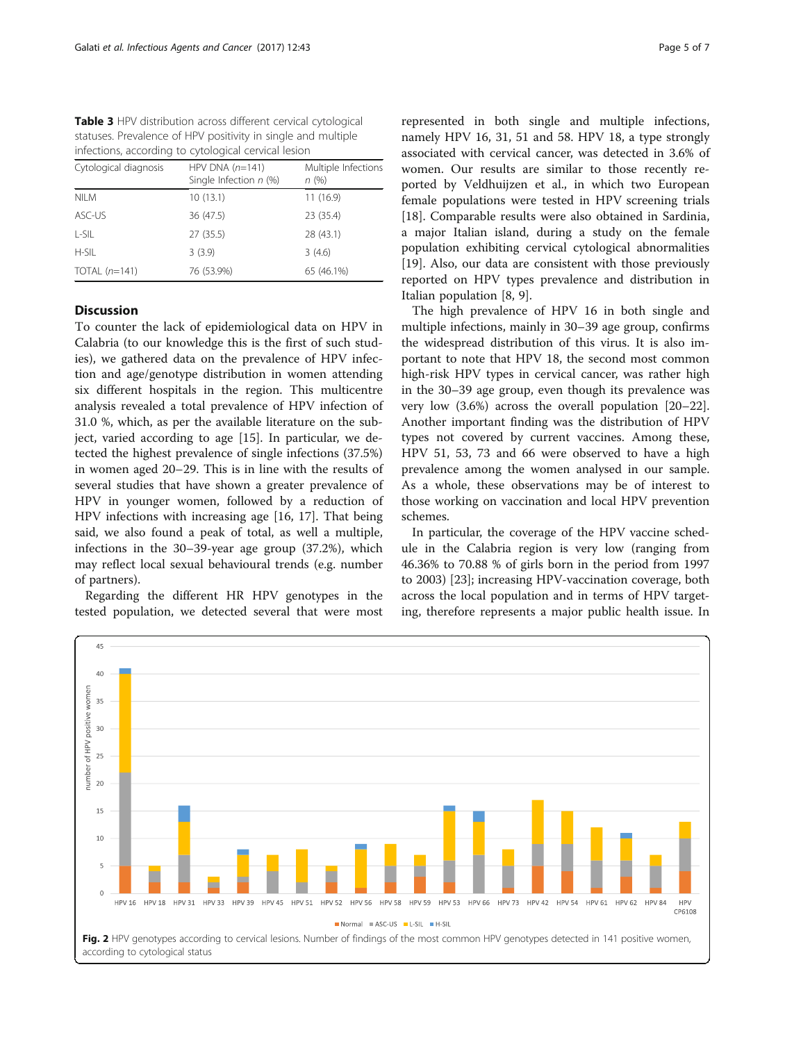**Table 3** HPV distribution across different cervical cytological statuses. Prevalence of HPV positivity in single and multiple infections, according to cytological cervical lesion

| Cytological diagnosis | HPV DNA (*n*=141) Single Infection *n* (%) | Multiple Infections *n* (%) |
|---|---|---|
| NILM | 10 (13.1) | 11 (16.9) |
| ASC-US | 36 (47.5) | 23 (35.4) |
| L-SIL | 27 (35.5) | 28 (43.1) |
| H-SIL | 3 (3.9) | 3 (4.6) |
| TOTAL (*n*=141) | 76 (53.9%) | 65 (46.1%) |

## Discussion

To counter the lack of epidemiological data on HPV in Calabria (to our knowledge this is the first of such studies), we gathered data on the prevalence of HPV infection and age/genotype distribution in women attending six different hospitals in the region. This multicentre analysis revealed a total prevalence of HPV infection of 31.0 %, which, as per the available literature on the subject, varied according to age [15]. In particular, we detected the highest prevalence of single infections (37.5%) in women aged 20–29. This is in line with the results of several studies that have shown a greater prevalence of HPV in younger women, followed by a reduction of HPV infections with increasing age [16, 17]. That being said, we also found a peak of total, as well a multiple, infections in the 30–39-year age group (37.2%), which may reflect local sexual behavioural trends (e.g. number of partners).

Regarding the different HR HPV genotypes in the tested population, we detected several that were most represented in both single and multiple infections, namely HPV 16, 31, 51 and 58. HPV 18, a type strongly associated with cervical cancer, was detected in 3.6% of women. Our results are similar to those recently reported by Veldhuijzen et al., in which two European female populations were tested in HPV screening trials [18]. Comparable results were also obtained in Sardinia, a major Italian island, during a study on the female population exhibiting cervical cytological abnormalities [19]. Also, our data are consistent with those previously reported on HPV types prevalence and distribution in Italian population [8, 9].

The high prevalence of HPV 16 in both single and multiple infections, mainly in 30–39 age group, confirms the widespread distribution of this virus. It is also important to note that HPV 18, the second most common high-risk HPV types in cervical cancer, was rather high in the 30–39 age group, even though its prevalence was very low (3.6%) across the overall population [20–22]. Another important finding was the distribution of HPV types not covered by current vaccines. Among these, HPV 51, 53, 73 and 66 were observed to have a high prevalence among the women analysed in our sample. As a whole, these observations may be of interest to those working on vaccination and local HPV prevention schemes.

In particular, the coverage of the HPV vaccine schedule in the Calabria region is very low (ranging from 46.36% to 70.88 % of girls born in the period from 1997 to 2003) [23]; increasing HPV-vaccination coverage, both across the local population and in terms of HPV targeting, therefore represents a major public health issue. In

**Fig. 2** HPV genotypes according to cervical lesions. Number of findings of the most common HPV genotypes detected in 141 positive women, according to cytological status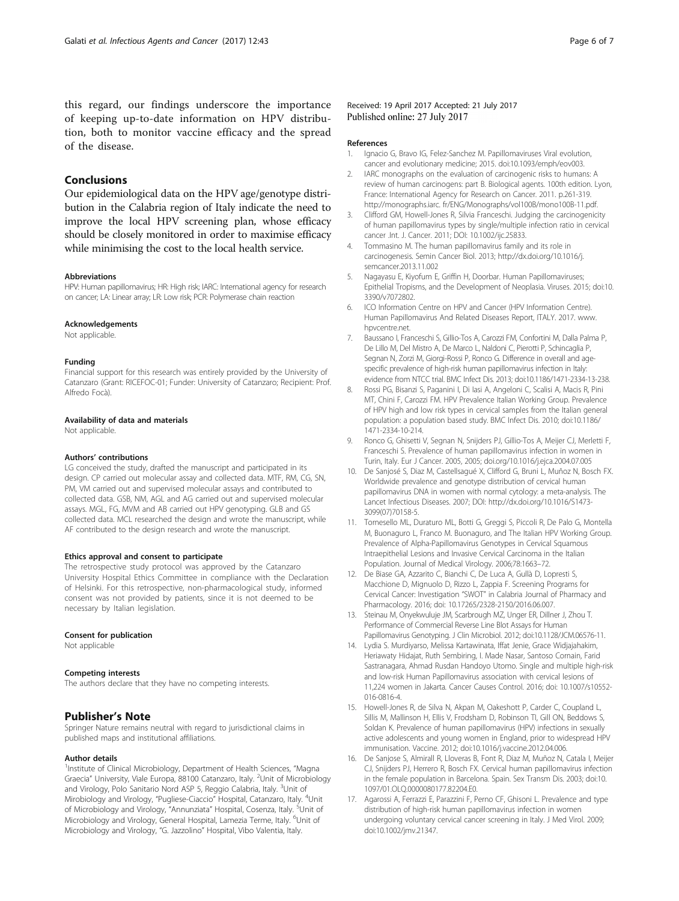this regard, our findings underscore the importance of keeping up-to-date information on HPV distribution, both to monitor vaccine efficacy and the spread of the disease.

## Conclusions

Our epidemiological data on the HPV age/genotype distribution in the Calabria region of Italy indicate the need to improve the local HPV screening plan, whose efficacy should be closely monitored in order to maximise efficacy while minimising the cost to the local health service.

#### Abbreviations

HPV: Human papillomavirus; HR: High risk; IARC: International agency for research on cancer; LA: Linear array; LR: Low risk; PCR: Polymerase chain reaction

#### Acknowledgements

Not applicable.

#### Funding

Financial support for this research was entirely provided by the University of Catanzaro (Grant: RICEFOC-01; Funder: University of Catanzaro; Recipient: Prof. Alfredo Focà).

#### Availability of data and materials

Not applicable.

#### Authors' contributions

LG conceived the study, drafted the manuscript and participated in its design. CP carried out molecular assay and collected data. MTF, RM, CG, SN, PM, VM carried out and supervised molecular assays and contributed to collected data. GSB, NM, AGL and AG carried out and supervised molecular assays. MGL, FG, MVM and AB carried out HPV genotyping. GLB and GS collected data. MCL researched the design and wrote the manuscript, while AF contributed to the design research and wrote the manuscript.

#### Ethics approval and consent to participate

The retrospective study protocol was approved by the Catanzaro University Hospital Ethics Committee in compliance with the Declaration of Helsinki. For this retrospective, non-pharmacological study, informed consent was not provided by patients, since it is not deemed to be necessary by Italian legislation.

#### Consent for publication

Not applicable

#### Competing interests

The authors declare that they have no competing interests.

## Publisher's Note

Springer Nature remains neutral with regard to jurisdictional claims in published maps and institutional affiliations.

#### Author details

[1]Institute of Clinical Microbiology, Department of Health Sciences, "Magna Graecia" University, Viale Europa, 88100 Catanzaro, Italy. [2]Unit of Microbiology and Virology, Polo Sanitario Nord ASP 5, Reggio Calabria, Italy. [3]Unit of Mirobiology and Virology, "Pugliese-Ciaccio" Hospital, Catanzaro, Italy. [4]Unit of Microbiology and Virology, "Annunziata" Hospital, Cosenza, Italy. [5]Unit of Microbiology and Virology, General Hospital, Lamezia Terme, Italy. [6]Unit of Microbiology and Virology, "G. Jazzolino" Hospital, Vibo Valentia, Italy.

Received: 19 April 2017 Accepted: 21 July 2017
Published online: 27 July 2017

#### References

1. Ignacio G, Bravo IG, Felez-Sanchez M. Papillomaviruses Viral evolution, cancer and evolutionary medicine; 2015. doi:10.1093/emph/eov003.
2. IARC monographs on the evaluation of carcinogenic risks to humans: A review of human carcinogens: part B. Biological agents. 100th edition. Lyon, France: International Agency for Research on Cancer. 2011. p.261-319. http://monographs.iarc. fr/ENG/Monographs/vol100B/mono100B-11.pdf.
3. Clifford GM, Howell-Jones R, Silvia Franceschi. Judging the carcinogenicity of human papillomavirus types by single/multiple infection ratio in cervical cancer .Int. J. Cancer. 2011; DOI: 10.1002/ijc.25833.
4. Tommasino M. The human papillomavirus family and its role in carcinogenesis. Semin Cancer Biol. 2013; http://dx.doi.org/10.1016/j.semcancer.2013.11.002
5. Nagayasu E, Kiyofum E, Griffin H, Doorbar. Human Papillomaviruses; Epithelial Tropisms, and the Development of Neoplasia. Viruses. 2015; doi:10.3390/v7072802.
6. ICO Information Centre on HPV and Cancer (HPV Information Centre). Human Papillomavirus And Related Diseases Report, ITALY. 2017. www.hpvcentre.net.
7. Baussano I, Franceschi S, Gillio-Tos A, Carozzi FM, Confortini M, Dalla Palma P, De Lillo M, Del Mistro A, De Marco L, Naldoni C, Pierotti P, Schincaglia P, Segnan N, Zorzi M, Giorgi-Rossi P, Ronco G. Difference in overall and age-specific prevalence of high-risk human papillomavirus infection in Italy: evidence from NTCC trial. BMC Infect Dis. 2013; doi:10.1186/1471-2334-13-238.
8. Rossi PG, Bisanzi S, Paganini I, Di Iasi A, Angeloni C, Scalisi A, Macis R, Pini MT, Chini F, Carozzi FM. HPV Prevalence Italian Working Group. Prevalence of HPV high and low risk types in cervical samples from the Italian general population: a population based study. BMC Infect Dis. 2010; doi:10.1186/1471-2334-10-214.
9. Ronco G, Ghisetti V, Segnan N, Snijders PJ, Gillio-Tos A, Meijer CJ, Merletti F, Franceschi S. Prevalence of human papillomavirus infection in women in Turin, Italy. Eur J Cancer. 2005, 2005; doi.org/10.1016/j.ejca.2004.07.005
10. De Sanjosé S, Diaz M, Castellsagué X, Clifford G, Bruni L, Muñoz N, Bosch FX. Worldwide prevalence and genotype distribution of cervical human papillomavirus DNA in women with normal cytology: a meta-analysis. The Lancet Infectious Diseases. 2007; DOI: http://dx.doi.org/10.1016/S1473-3099(07)70158-5.
11. Tornesello ML, Duraturo ML, Botti G, Greggi S, Piccoli R, De Palo G, Montella M, Buonaguro L, Franco M. Buonaguro, and The Italian HPV Working Group. Prevalence of Alpha-Papillomavirus Genotypes in Cervical Squamous Intraepithelial Lesions and Invasive Cervical Carcinoma in the Italian Population. Journal of Medical Virology. 2006;78:1663–72.
12. De Biase GA, Azzarito C, Bianchi C, De Luca A, Gullà D, Lopresti S, Macchione D, Mignuolo D, Rizzo L, Zappia F. Screening Programs for Cervical Cancer: Investigation "SWOT" in Calabria Journal of Pharmacy and Pharmacology. 2016; doi: 10.17265/2328-2150/2016.06.007.
13. Steinau M, Onyekwuluje JM, Scarbrough MZ, Unger ER, Dillner J, Zhou T. Performance of Commercial Reverse Line Blot Assays for Human Papillomavirus Genotyping. J Clin Microbiol. 2012; doi:10.1128/JCM.06576-11.
14. Lydia S. Murdiyarso, Melissa Kartawinata, Iffat Jenie, Grace Widjajahakim, Heriawaty Hidajat, Ruth Sembiring, I. Made Nasar, Santoso Cornain, Farid Sastranagara, Ahmad Rusdan Handoyo Utomo. Single and multiple high-risk and low-risk Human Papillomavirus association with cervical lesions of 11,224 women in Jakarta. Cancer Causes Control. 2016; doi: 10.1007/s10552-016-0816-4.
15. Howell-Jones R, de Silva N, Akpan M, Oakeshott P, Carder C, Coupland L, Sillis M, Mallinson H, Ellis V, Frodsham D, Robinson TI, Gill ON, Beddows S, Soldan K. Prevalence of human papillomavirus (HPV) infections in sexually active adolescents and young women in England, prior to widespread HPV immunisation. Vaccine. 2012; doi:10.1016/j.vaccine.2012.04.006.
16. De Sanjose S, Almirall R, Lloveras B, Font R, Diaz M, Muñoz N, Catala I, Meijer CJ, Snijders PJ, Herrero R, Bosch FX. Cervical human papillomavirus infection in the female population in Barcelona. Spain. Sex Transm Dis. 2003; doi:10.1097/01.OLQ.0000080177.82204.E0.
17. Agarossi A, Ferrazzi E, Parazzini F, Perno CF, Ghisoni L. Prevalence and type distribution of high-risk human papillomavirus infection in women undergoing voluntary cervical cancer screening in Italy. J Med Virol. 2009; doi:10.1002/jmv.21347.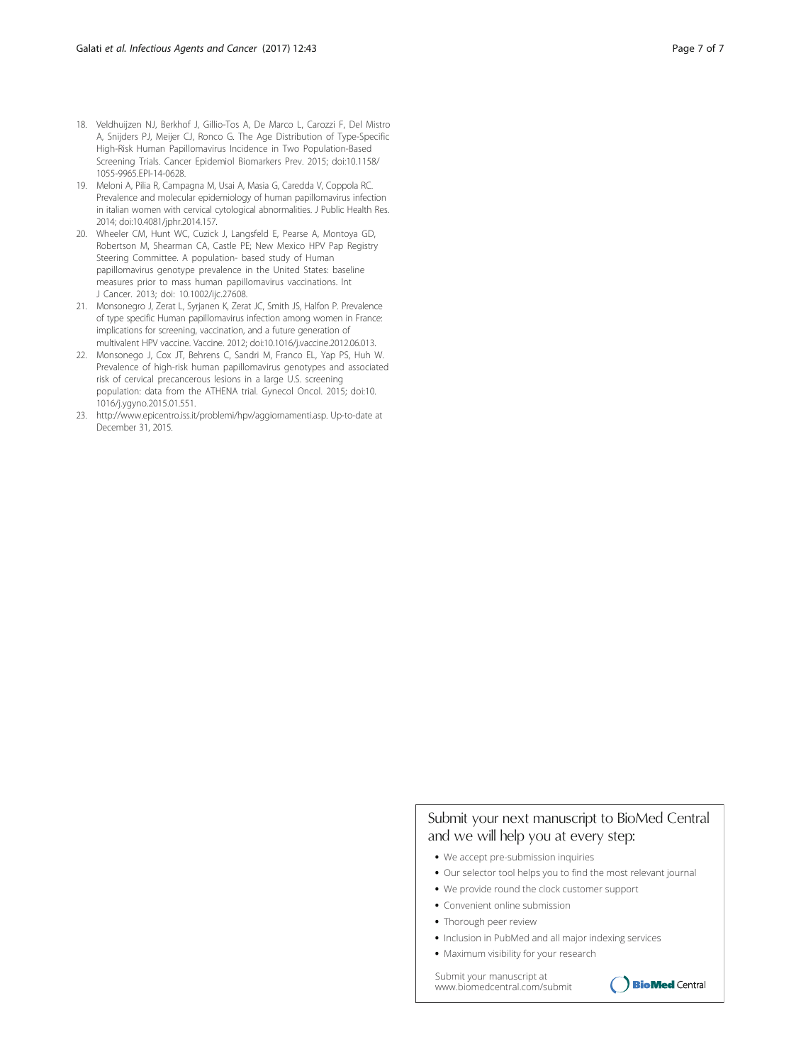18. Veldhuijzen NJ, Berkhof J, Gillio-Tos A, De Marco L, Carozzi F, Del Mistro A, Snijders PJ, Meijer CJ, Ronco G. The Age Distribution of Type-Specific High-Risk Human Papillomavirus Incidence in Two Population-Based Screening Trials. Cancer Epidemiol Biomarkers Prev. 2015; doi:10.1158/1055-9965.EPI-14-0628.
19. Meloni A, Pilia R, Campagna M, Usai A, Masia G, Caredda V, Coppola RC. Prevalence and molecular epidemiology of human papillomavirus infection in italian women with cervical cytological abnormalities. J Public Health Res. 2014; doi:10.4081/jphr.2014.157.
20. Wheeler CM, Hunt WC, Cuzick J, Langsfeld E, Pearse A, Montoya GD, Robertson M, Shearman CA, Castle PE; New Mexico HPV Pap Registry Steering Committee. A population- based study of Human papillomavirus genotype prevalence in the United States: baseline measures prior to mass human papillomavirus vaccinations. Int J Cancer. 2013; doi: 10.1002/ijc.27608.
21. Monsonegro J, Zerat L, Syrjanen K, Zerat JC, Smith JS, Halfon P. Prevalence of type specific Human papillomavirus infection among women in France: implications for screening, vaccination, and a future generation of multivalent HPV vaccine. Vaccine. 2012; doi:10.1016/j.vaccine.2012.06.013.
22. Monsonego J, Cox JT, Behrens C, Sandri M, Franco EL, Yap PS, Huh W. Prevalence of high-risk human papillomavirus genotypes and associated risk of cervical precancerous lesions in a large U.S. screening population: data from the ATHENA trial. Gynecol Oncol. 2015; doi:10.1016/j.ygyno.2015.01.551.
23. http://www.epicentro.iss.it/problemi/hpv/aggiornamenti.asp. Up-to-date at December 31, 2015.

Submit your next manuscript to BioMed Central and we will help you at every step:

- We accept pre-submission inquiries
- Our selector tool helps you to find the most relevant journal
- We provide round the clock customer support
- Convenient online submission
- Thorough peer review
- Inclusion in PubMed and all major indexing services
- Maximum visibility for your research

Submit your manuscript at www.biomedcentral.com/submit

BioMed Central